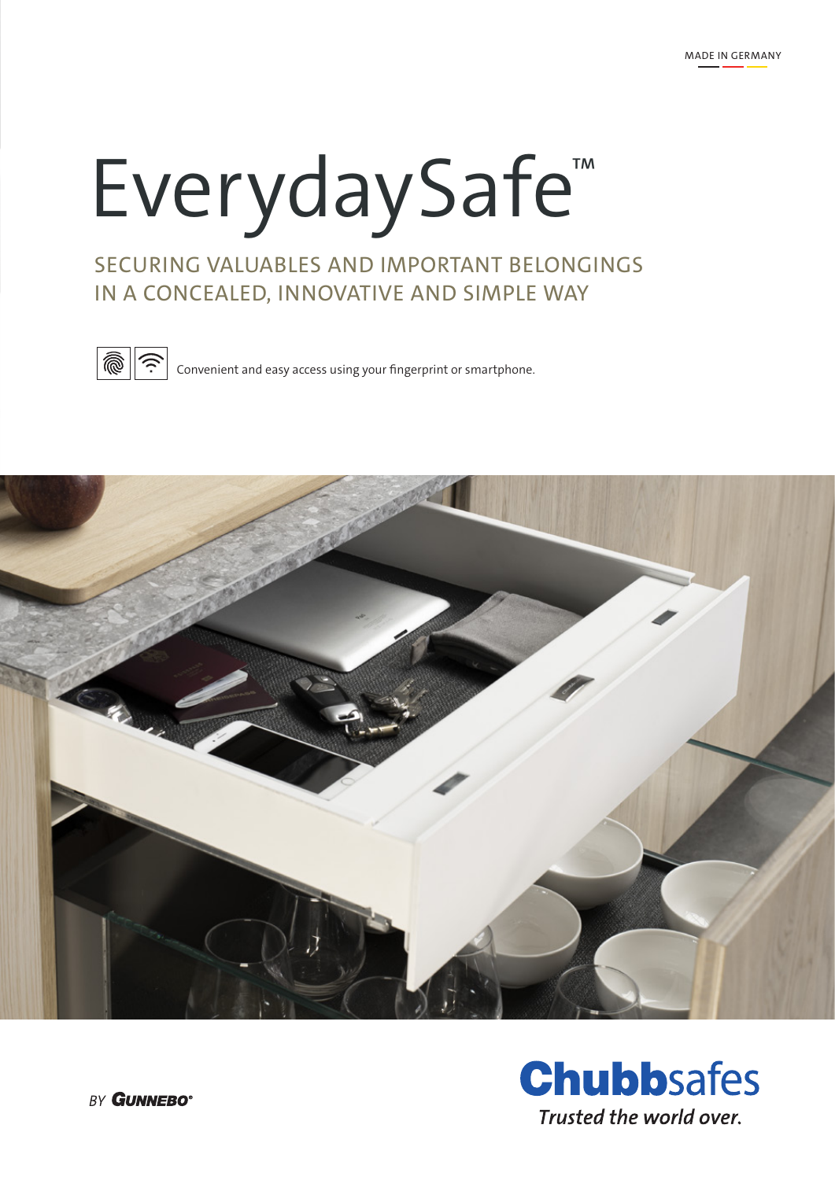MADE IN GERMANY

# EverydaySafe™

## SECURING VALUABLES AND IMPORTANT BELONGINGS IN A CONCEALED, INNOVATIVE AND SIMPLE WAY

Convenient and easy access using your fingerprint or smartphone.

BY GUNNEBO®

**Chubb**safes

*Trusted the world over.*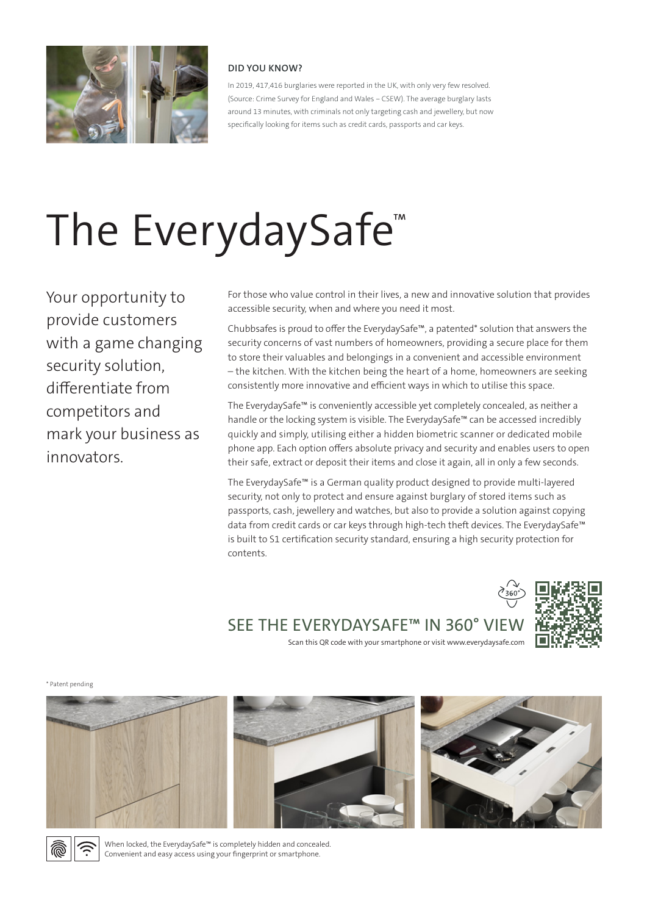**DID YOU KNOW?**

In 2019, 417,416 burglaries were reported in the UK, with only very few resolved. (Source: Crime Survey for England and Wales – CSEW). The average burglary lasts around 13 minutes, with criminals not only targeting cash and jewellery, but now specifically looking for items such as credit cards, passports and car keys.

# The EverydaySafe™

Your opportunity to provide customers with a game changing security solution, differentiate from competitors and mark your business as innovators.

For those who value control in their lives, a new and innovative solution that provides accessible security, when and where you need it most.

Chubbsafes is proud to offer the EverydaySafe™, a patented* solution that answers the security concerns of vast numbers of homeowners, providing a secure place for them to store their valuables and belongings in a convenient and accessible environment – the kitchen. With the kitchen being the heart of a home, homeowners are seeking consistently more innovative and efficient ways in which to utilise this space.

The EverydaySafe™ is conveniently accessible yet completely concealed, as neither a handle or the locking system is visible. The EverydaySafe™ can be accessed incredibly quickly and simply, utilising either a hidden biometric scanner or dedicated mobile phone app. Each option offers absolute privacy and security and enables users to open their safe, extract or deposit their items and close it again, all in only a few seconds.

The EverydaySafe™ is a German quality product designed to provide multi-layered security, not only to protect and ensure against burglary of stored items such as passports, cash, jewellery and watches, but also to provide a solution against copying data from credit cards or car keys through high-tech theft devices. The EverydaySafe™ is built to S1 certification security standard, ensuring a high security protection for contents.

## SEE THE EVERYDAYSAFE™ IN 360° VIEW

Scan this QR code with your smartphone or visit www.everydaysafe.com

* Patent pending

When locked, the EverydaySafe™ is completely hidden and concealed.
Convenient and easy access using your fingerprint or smartphone.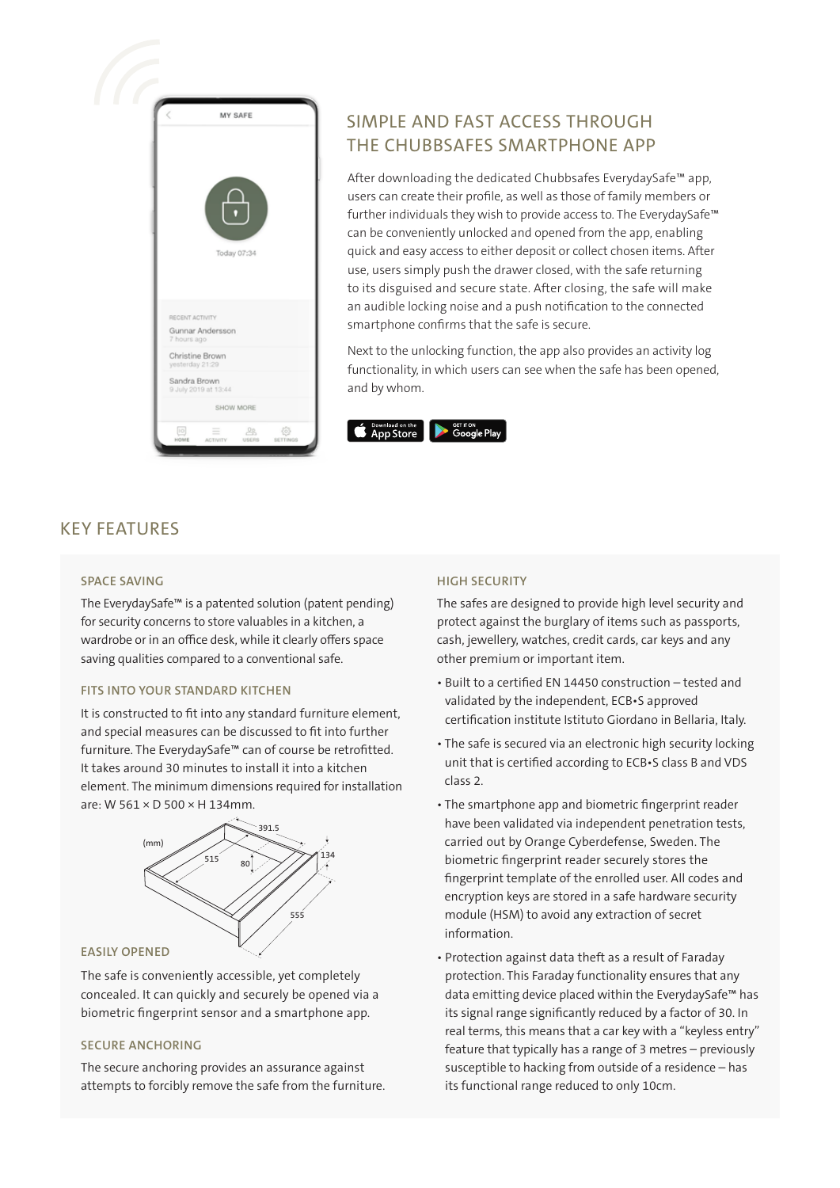## SIMPLE AND FAST ACCESS THROUGH THE CHUBBSAFES SMARTPHONE APP

After downloading the dedicated Chubbsafes EverydaySafe™ app, users can create their profile, as well as those of family members or further individuals they wish to provide access to. The EverydaySafe™ can be conveniently unlocked and opened from the app, enabling quick and easy access to either deposit or collect chosen items. After use, users simply push the drawer closed, with the safe returning to its disguised and secure state. After closing, the safe will make an audible locking noise and a push notification to the connected smartphone confirms that the safe is secure.

Next to the unlocking function, the app also provides an activity log functionality, in which users can see when the safe has been opened, and by whom.

## KEY FEATURES

### SPACE SAVING

The EverydaySafe™ is a patented solution (patent pending) for security concerns to store valuables in a kitchen, a wardrobe or in an office desk, while it clearly offers space saving qualities compared to a conventional safe.

### FITS INTO YOUR STANDARD KITCHEN

It is constructed to fit into any standard furniture element, and special measures can be discussed to fit into further furniture. The EverydaySafe™ can of course be retrofitted. It takes around 30 minutes to install it into a kitchen element. The minimum dimensions required for installation are: W 561 × D 500 × H 134mm.

### EASILY OPENED

The safe is conveniently accessible, yet completely concealed. It can quickly and securely be opened via a biometric fingerprint sensor and a smartphone app.

### SECURE ANCHORING

The secure anchoring provides an assurance against attempts to forcibly remove the safe from the furniture.

### HIGH SECURITY

The safes are designed to provide high level security and protect against the burglary of items such as passports, cash, jewellery, watches, credit cards, car keys and any other premium or important item.

- Built to a certified EN 14450 construction – tested and validated by the independent, ECB•S approved certification institute Istituto Giordano in Bellaria, Italy.
- The safe is secured via an electronic high security locking unit that is certified according to ECB•S class B and VDS class 2.
- The smartphone app and biometric fingerprint reader have been validated via independent penetration tests, carried out by Orange Cyberdefense, Sweden. The biometric fingerprint reader securely stores the fingerprint template of the enrolled user. All codes and encryption keys are stored in a safe hardware security module (HSM) to avoid any extraction of secret information.
- Protection against data theft as a result of Faraday protection. This Faraday functionality ensures that any data emitting device placed within the EverydaySafe™ has its signal range significantly reduced by a factor of 30. In real terms, this means that a car key with a "keyless entry" feature that typically has a range of 3 metres – previously susceptible to hacking from outside of a residence – has its functional range reduced to only 10cm.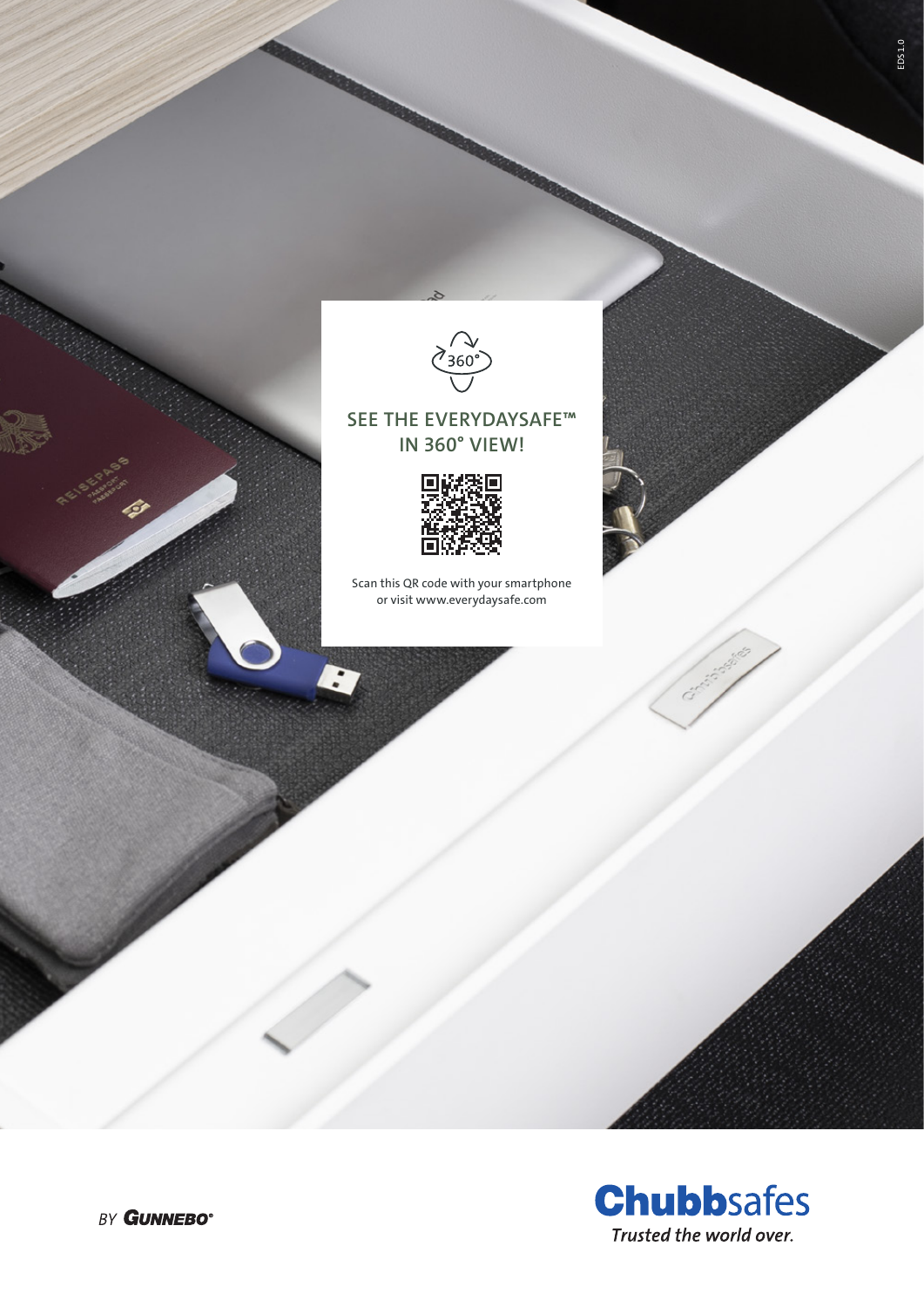## SEE THE EVERYDAYSAFE™ IN 360° VIEW!

Scan this QR code with your smartphone or visit www.everydaysafe.com

BY GUNNEBO®

**Chubb**safes

*Trusted the world over.*